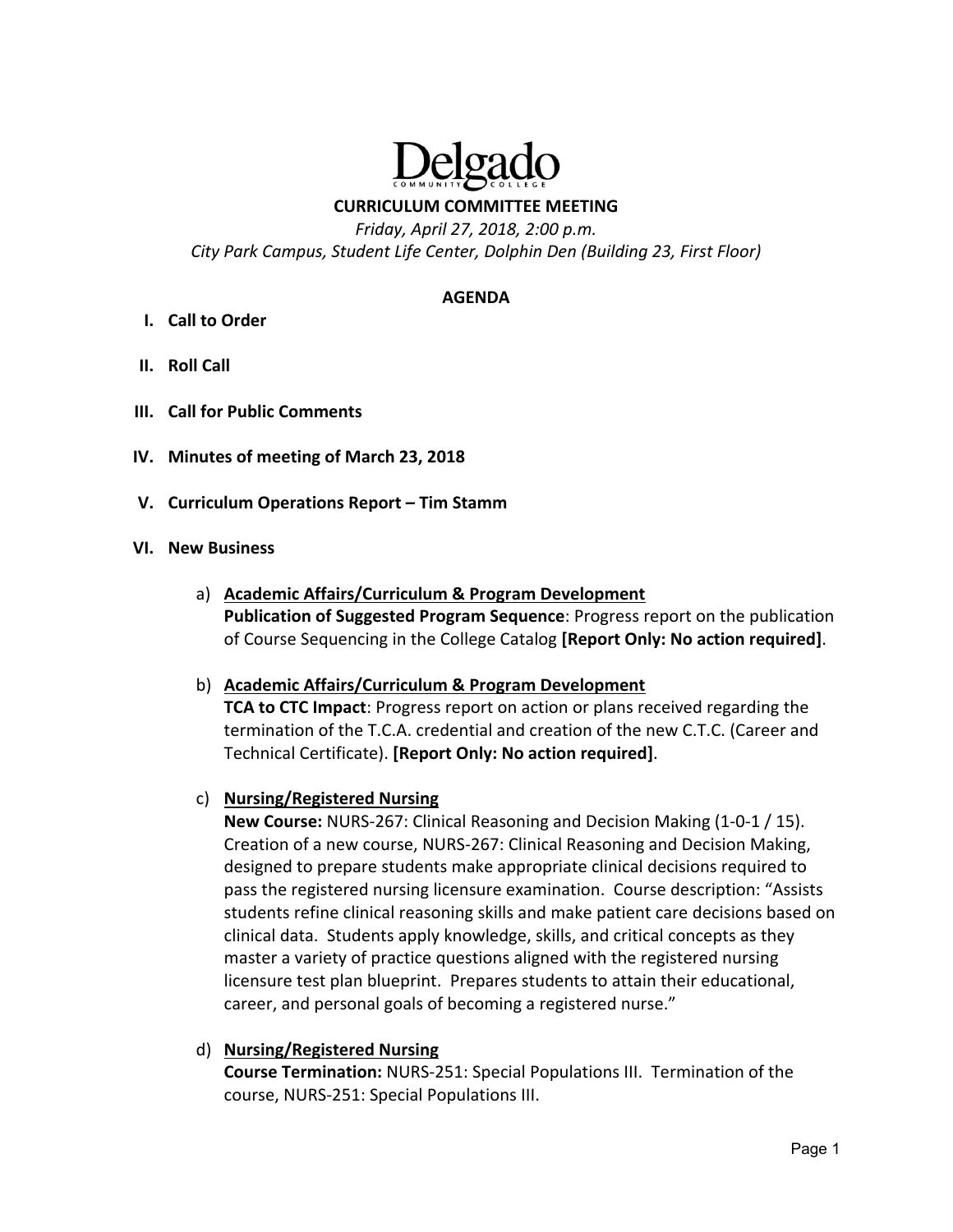# Delgado Community College

## CURRICULUM COMMITTEE MEETING

*Friday, April 27, 2018, 2:00 p.m.*
*City Park Campus, Student Life Center, Dolphin Den (Building 23, First Floor)*

### AGENDA

I. **Call to Order**

II. **Roll Call**

III. **Call for Public Comments**

IV. **Minutes of meeting of March 23, 2018**

V. **Curriculum Operations Report – Tim Stamm**

VI. **New Business**

a) **Academic Affairs/Curriculum & Program Development**
**Publication of Suggested Program Sequence**: Progress report on the publication of Course Sequencing in the College Catalog **[Report Only: No action required]**.

b) **Academic Affairs/Curriculum & Program Development**
**TCA to CTC Impact**: Progress report on action or plans received regarding the termination of the T.C.A. credential and creation of the new C.T.C. (Career and Technical Certificate). **[Report Only: No action required]**.

c) **Nursing/Registered Nursing**
**New Course:** NURS-267: Clinical Reasoning and Decision Making (1-0-1 / 15). Creation of a new course, NURS-267: Clinical Reasoning and Decision Making, designed to prepare students make appropriate clinical decisions required to pass the registered nursing licensure examination. Course description: "Assists students refine clinical reasoning skills and make patient care decisions based on clinical data. Students apply knowledge, skills, and critical concepts as they master a variety of practice questions aligned with the registered nursing licensure test plan blueprint. Prepares students to attain their educational, career, and personal goals of becoming a registered nurse."

d) **Nursing/Registered Nursing**
**Course Termination:** NURS-251: Special Populations III. Termination of the course, NURS-251: Special Populations III.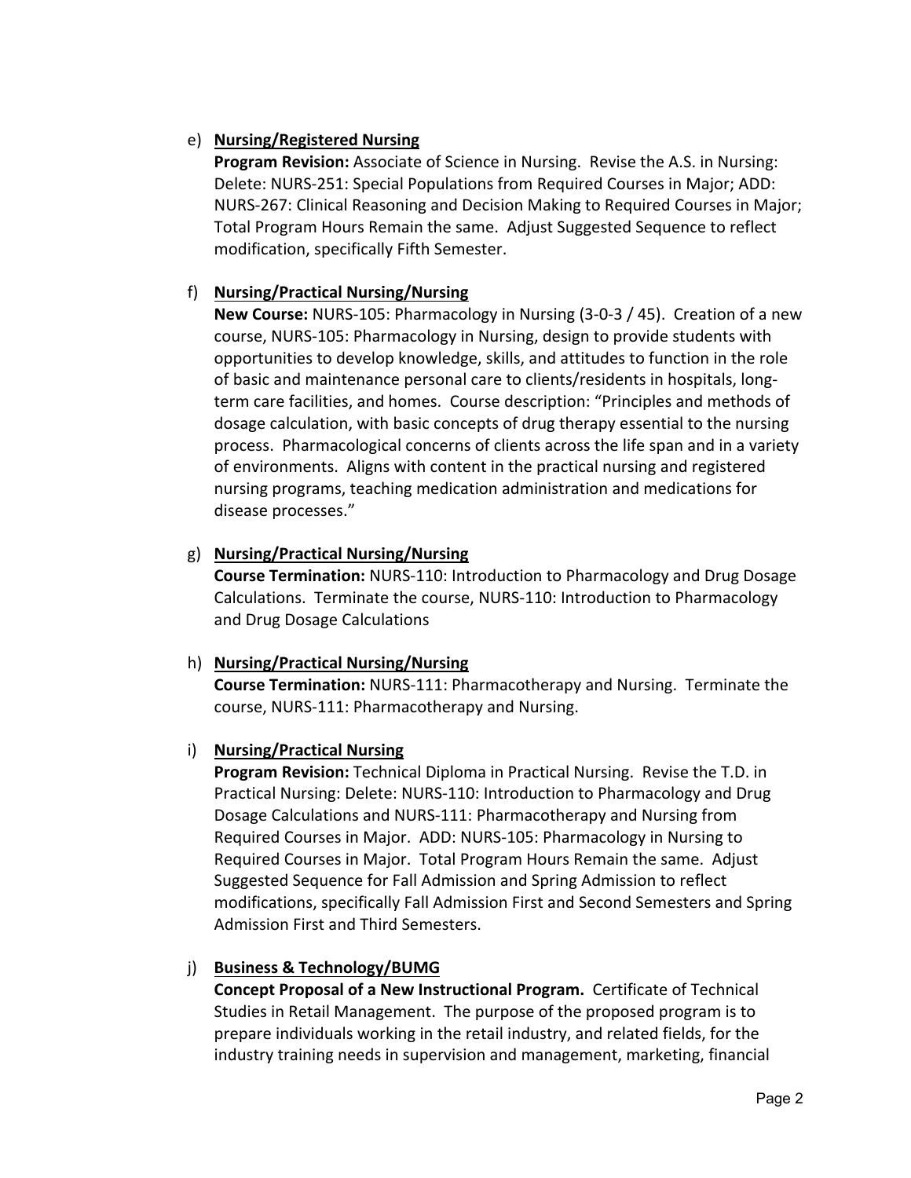e) **Nursing/Registered Nursing**
   **Program Revision:** Associate of Science in Nursing. Revise the A.S. in Nursing: Delete: NURS-251: Special Populations from Required Courses in Major; ADD: NURS-267: Clinical Reasoning and Decision Making to Required Courses in Major; Total Program Hours Remain the same. Adjust Suggested Sequence to reflect modification, specifically Fifth Semester.

f) **Nursing/Practical Nursing/Nursing**
   **New Course:** NURS-105: Pharmacology in Nursing (3-0-3 / 45). Creation of a new course, NURS-105: Pharmacology in Nursing, design to provide students with opportunities to develop knowledge, skills, and attitudes to function in the role of basic and maintenance personal care to clients/residents in hospitals, long-term care facilities, and homes. Course description: "Principles and methods of dosage calculation, with basic concepts of drug therapy essential to the nursing process. Pharmacological concerns of clients across the life span and in a variety of environments. Aligns with content in the practical nursing and registered nursing programs, teaching medication administration and medications for disease processes."

g) **Nursing/Practical Nursing/Nursing**
   **Course Termination:** NURS-110: Introduction to Pharmacology and Drug Dosage Calculations. Terminate the course, NURS-110: Introduction to Pharmacology and Drug Dosage Calculations

h) **Nursing/Practical Nursing/Nursing**
   **Course Termination:** NURS-111: Pharmacotherapy and Nursing. Terminate the course, NURS-111: Pharmacotherapy and Nursing.

i) **Nursing/Practical Nursing**
   **Program Revision:** Technical Diploma in Practical Nursing. Revise the T.D. in Practical Nursing: Delete: NURS-110: Introduction to Pharmacology and Drug Dosage Calculations and NURS-111: Pharmacotherapy and Nursing from Required Courses in Major. ADD: NURS-105: Pharmacology in Nursing to Required Courses in Major. Total Program Hours Remain the same. Adjust Suggested Sequence for Fall Admission and Spring Admission to reflect modifications, specifically Fall Admission First and Second Semesters and Spring Admission First and Third Semesters.

j) **Business & Technology/BUMG**
   **Concept Proposal of a New Instructional Program.** Certificate of Technical Studies in Retail Management. The purpose of the proposed program is to prepare individuals working in the retail industry, and related fields, for the industry training needs in supervision and management, marketing, financial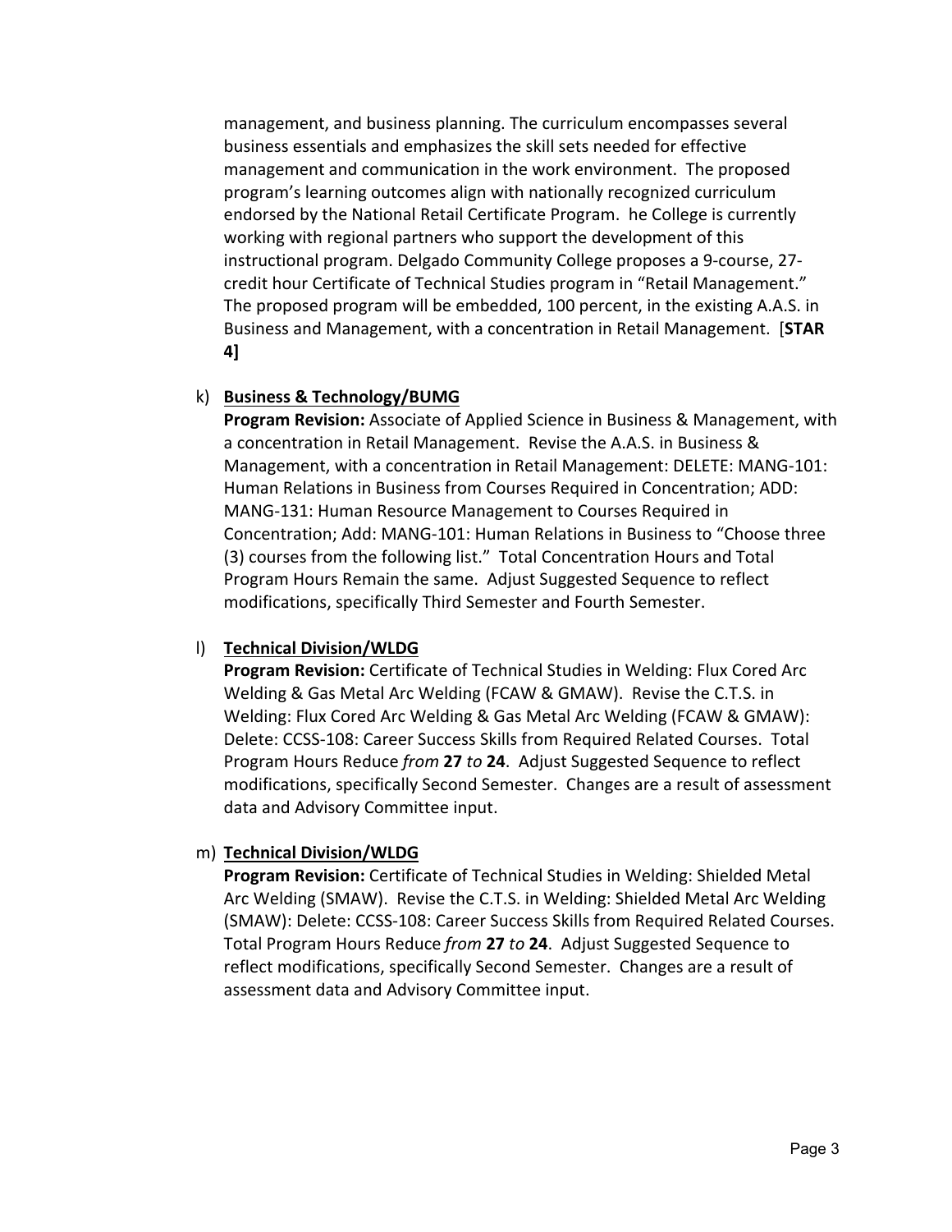management, and business planning. The curriculum encompasses several business essentials and emphasizes the skill sets needed for effective management and communication in the work environment. The proposed program's learning outcomes align with nationally recognized curriculum endorsed by the National Retail Certificate Program. he College is currently working with regional partners who support the development of this instructional program. Delgado Community College proposes a 9-course, 27-credit hour Certificate of Technical Studies program in "Retail Management." The proposed program will be embedded, 100 percent, in the existing A.A.S. in Business and Management, with a concentration in Retail Management. [**STAR 4]**

k) **Business & Technology/BUMG**
**Program Revision:** Associate of Applied Science in Business & Management, with a concentration in Retail Management. Revise the A.A.S. in Business & Management, with a concentration in Retail Management: DELETE: MANG-101: Human Relations in Business from Courses Required in Concentration; ADD: MANG-131: Human Resource Management to Courses Required in Concentration; Add: MANG-101: Human Relations in Business to "Choose three (3) courses from the following list." Total Concentration Hours and Total Program Hours Remain the same. Adjust Suggested Sequence to reflect modifications, specifically Third Semester and Fourth Semester.

l) **Technical Division/WLDG**
**Program Revision:** Certificate of Technical Studies in Welding: Flux Cored Arc Welding & Gas Metal Arc Welding (FCAW & GMAW). Revise the C.T.S. in Welding: Flux Cored Arc Welding & Gas Metal Arc Welding (FCAW & GMAW): Delete: CCSS-108: Career Success Skills from Required Related Courses. Total Program Hours Reduce *from* **27** *to* **24**. Adjust Suggested Sequence to reflect modifications, specifically Second Semester. Changes are a result of assessment data and Advisory Committee input.

m) **Technical Division/WLDG**
**Program Revision:** Certificate of Technical Studies in Welding: Shielded Metal Arc Welding (SMAW). Revise the C.T.S. in Welding: Shielded Metal Arc Welding (SMAW): Delete: CCSS-108: Career Success Skills from Required Related Courses. Total Program Hours Reduce *from* **27** *to* **24**. Adjust Suggested Sequence to reflect modifications, specifically Second Semester. Changes are a result of assessment data and Advisory Committee input.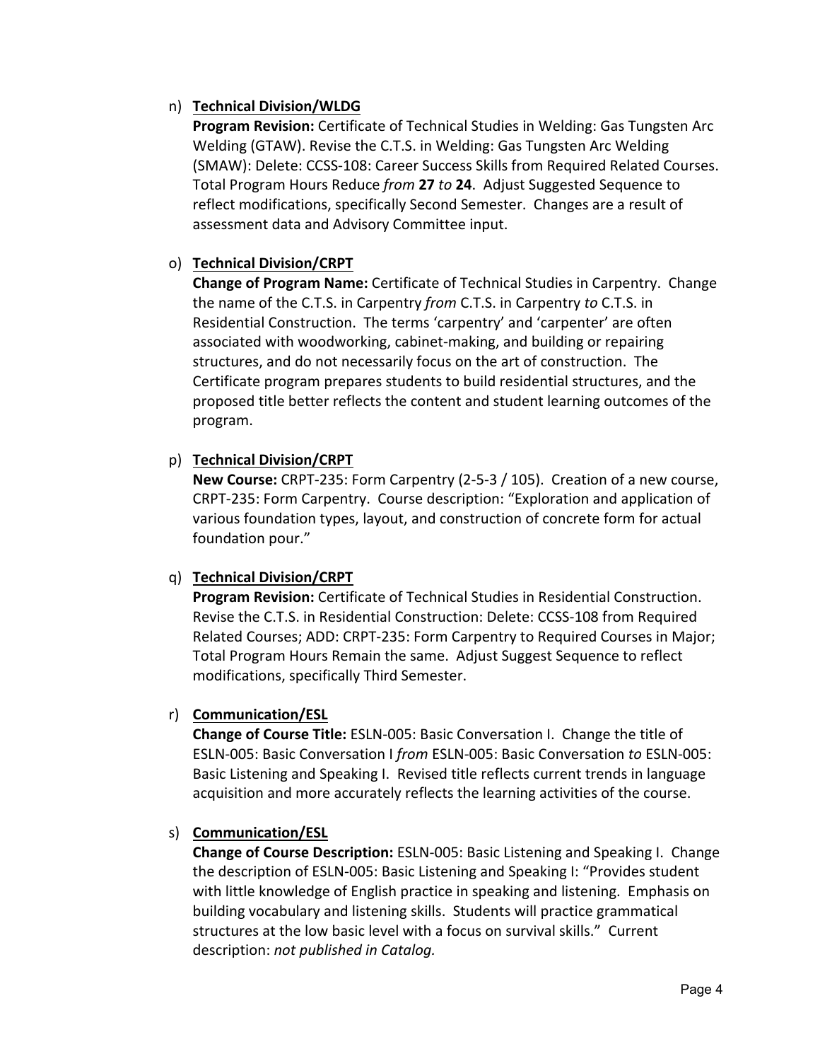n) **<u>Technical Division/WLDG</u>**

   **Program Revision:** Certificate of Technical Studies in Welding: Gas Tungsten Arc Welding (GTAW). Revise the C.T.S. in Welding: Gas Tungsten Arc Welding (SMAW): Delete: CCSS-108: Career Success Skills from Required Related Courses. Total Program Hours Reduce *from* **27** *to* **24**. Adjust Suggested Sequence to reflect modifications, specifically Second Semester. Changes are a result of assessment data and Advisory Committee input.

o) **<u>Technical Division/CRPT</u>**

   **Change of Program Name:** Certificate of Technical Studies in Carpentry. Change the name of the C.T.S. in Carpentry *from* C.T.S. in Carpentry *to* C.T.S. in Residential Construction. The terms 'carpentry' and 'carpenter' are often associated with woodworking, cabinet-making, and building or repairing structures, and do not necessarily focus on the art of construction. The Certificate program prepares students to build residential structures, and the proposed title better reflects the content and student learning outcomes of the program.

p) **<u>Technical Division/CRPT</u>**

   **New Course:** CRPT-235: Form Carpentry (2-5-3 / 105). Creation of a new course, CRPT-235: Form Carpentry. Course description: "Exploration and application of various foundation types, layout, and construction of concrete form for actual foundation pour."

q) **<u>Technical Division/CRPT</u>**

   **Program Revision:** Certificate of Technical Studies in Residential Construction. Revise the C.T.S. in Residential Construction: Delete: CCSS-108 from Required Related Courses; ADD: CRPT-235: Form Carpentry to Required Courses in Major; Total Program Hours Remain the same. Adjust Suggest Sequence to reflect modifications, specifically Third Semester.

r) **<u>Communication/ESL</u>**

   **Change of Course Title:** ESLN-005: Basic Conversation I. Change the title of ESLN-005: Basic Conversation I *from* ESLN-005: Basic Conversation *to* ESLN-005: Basic Listening and Speaking I. Revised title reflects current trends in language acquisition and more accurately reflects the learning activities of the course.

s) **<u>Communication/ESL</u>**

   **Change of Course Description:** ESLN-005: Basic Listening and Speaking I. Change the description of ESLN-005: Basic Listening and Speaking I: "Provides student with little knowledge of English practice in speaking and listening. Emphasis on building vocabulary and listening skills. Students will practice grammatical structures at the low basic level with a focus on survival skills." Current description: *not published in Catalog.*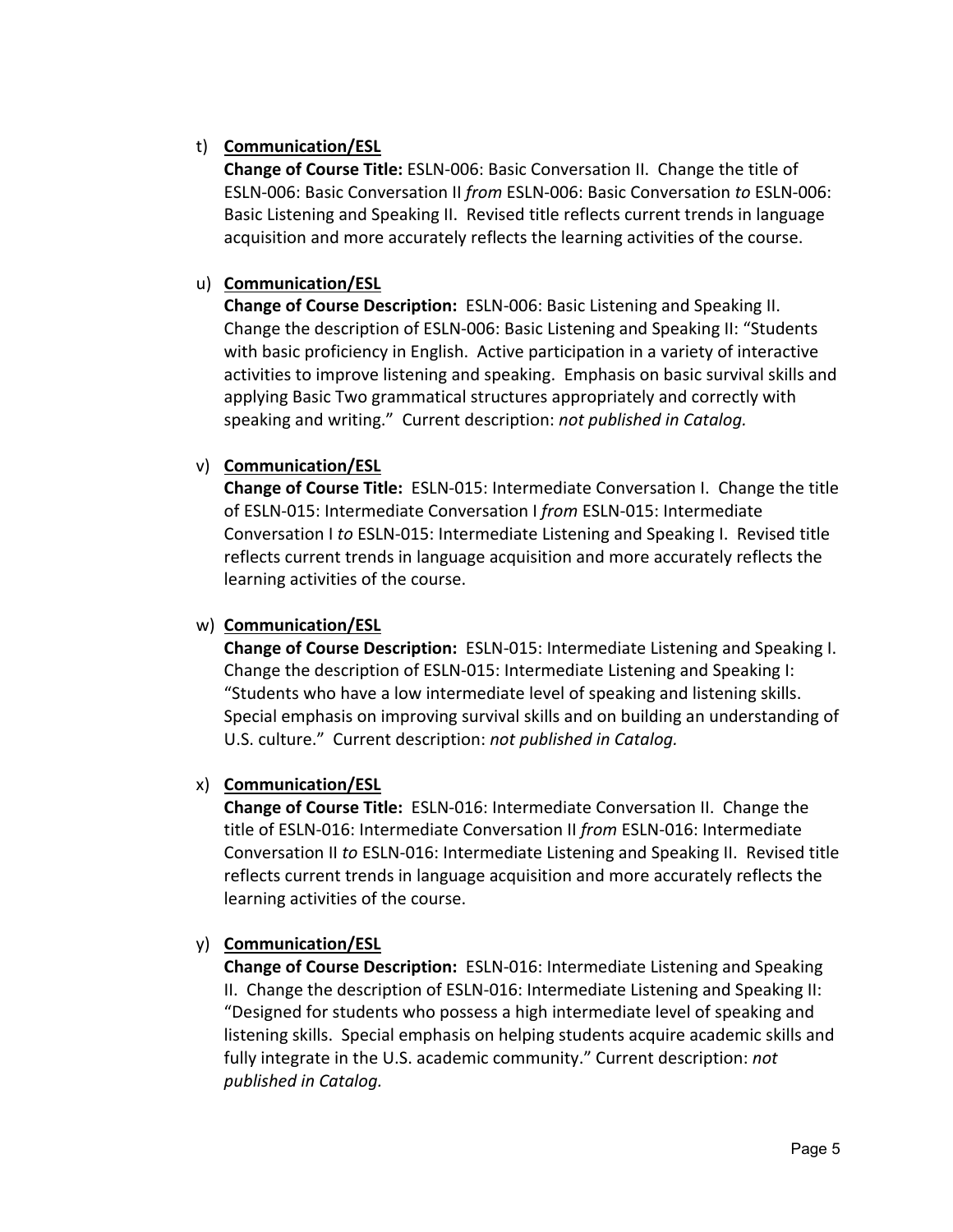t) **<u>Communication/ESL</u>**
   **Change of Course Title:** ESLN-006: Basic Conversation II. Change the title of ESLN-006: Basic Conversation II *from* ESLN-006: Basic Conversation *to* ESLN-006: Basic Listening and Speaking II. Revised title reflects current trends in language acquisition and more accurately reflects the learning activities of the course.

u) **<u>Communication/ESL</u>**
   **Change of Course Description:** ESLN-006: Basic Listening and Speaking II. Change the description of ESLN-006: Basic Listening and Speaking II: "Students with basic proficiency in English. Active participation in a variety of interactive activities to improve listening and speaking. Emphasis on basic survival skills and applying Basic Two grammatical structures appropriately and correctly with speaking and writing." Current description: *not published in Catalog.*

v) **<u>Communication/ESL</u>**
   **Change of Course Title:** ESLN-015: Intermediate Conversation I. Change the title of ESLN-015: Intermediate Conversation I *from* ESLN-015: Intermediate Conversation I *to* ESLN-015: Intermediate Listening and Speaking I. Revised title reflects current trends in language acquisition and more accurately reflects the learning activities of the course.

w) **<u>Communication/ESL</u>**
   **Change of Course Description:** ESLN-015: Intermediate Listening and Speaking I. Change the description of ESLN-015: Intermediate Listening and Speaking I: "Students who have a low intermediate level of speaking and listening skills. Special emphasis on improving survival skills and on building an understanding of U.S. culture." Current description: *not published in Catalog.*

x) **<u>Communication/ESL</u>**
   **Change of Course Title:** ESLN-016: Intermediate Conversation II. Change the title of ESLN-016: Intermediate Conversation II *from* ESLN-016: Intermediate Conversation II *to* ESLN-016: Intermediate Listening and Speaking II. Revised title reflects current trends in language acquisition and more accurately reflects the learning activities of the course.

y) **<u>Communication/ESL</u>**
   **Change of Course Description:** ESLN-016: Intermediate Listening and Speaking II. Change the description of ESLN-016: Intermediate Listening and Speaking II: "Designed for students who possess a high intermediate level of speaking and listening skills. Special emphasis on helping students acquire academic skills and fully integrate in the U.S. academic community." Current description: *not published in Catalog.*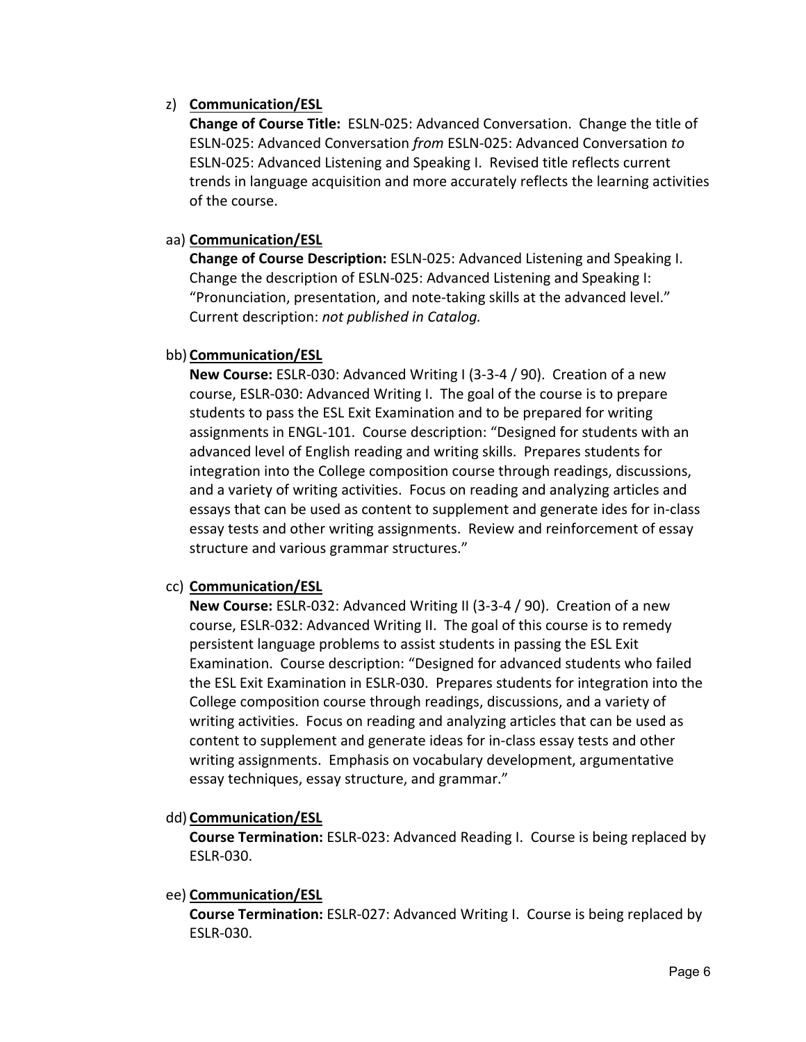z) **Communication/ESL**

**Change of Course Title:** ESLN-025: Advanced Conversation. Change the title of ESLN-025: Advanced Conversation *from* ESLN-025: Advanced Conversation *to* ESLN-025: Advanced Listening and Speaking I. Revised title reflects current trends in language acquisition and more accurately reflects the learning activities of the course.

aa) **Communication/ESL**

**Change of Course Description:** ESLN-025: Advanced Listening and Speaking I. Change the description of ESLN-025: Advanced Listening and Speaking I: "Pronunciation, presentation, and note-taking skills at the advanced level." Current description: *not published in Catalog.*

bb) **Communication/ESL**

**New Course:** ESLR-030: Advanced Writing I (3-3-4 / 90). Creation of a new course, ESLR-030: Advanced Writing I. The goal of the course is to prepare students to pass the ESL Exit Examination and to be prepared for writing assignments in ENGL-101. Course description: "Designed for students with an advanced level of English reading and writing skills. Prepares students for integration into the College composition course through readings, discussions, and a variety of writing activities. Focus on reading and analyzing articles and essays that can be used as content to supplement and generate ides for in-class essay tests and other writing assignments. Review and reinforcement of essay structure and various grammar structures."

cc) **Communication/ESL**

**New Course:** ESLR-032: Advanced Writing II (3-3-4 / 90). Creation of a new course, ESLR-032: Advanced Writing II. The goal of this course is to remedy persistent language problems to assist students in passing the ESL Exit Examination. Course description: "Designed for advanced students who failed the ESL Exit Examination in ESLR-030. Prepares students for integration into the College composition course through readings, discussions, and a variety of writing activities. Focus on reading and analyzing articles that can be used as content to supplement and generate ideas for in-class essay tests and other writing assignments. Emphasis on vocabulary development, argumentative essay techniques, essay structure, and grammar."

dd) **Communication/ESL**

**Course Termination:** ESLR-023: Advanced Reading I. Course is being replaced by ESLR-030.

ee) **Communication/ESL**

**Course Termination:** ESLR-027: Advanced Writing I. Course is being replaced by ESLR-030.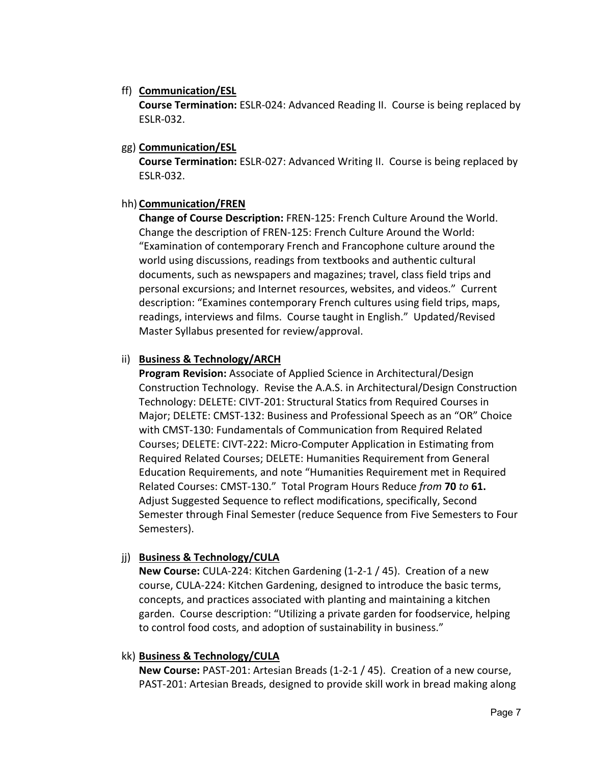ff) **Communication/ESL**

**Course Termination:** ESLR-024: Advanced Reading II. Course is being replaced by ESLR-032.

gg) **Communication/ESL**

**Course Termination:** ESLR-027: Advanced Writing II. Course is being replaced by ESLR-032.

hh) **Communication/FREN**

**Change of Course Description:** FREN-125: French Culture Around the World. Change the description of FREN-125: French Culture Around the World: "Examination of contemporary French and Francophone culture around the world using discussions, readings from textbooks and authentic cultural documents, such as newspapers and magazines; travel, class field trips and personal excursions; and Internet resources, websites, and videos." Current description: "Examines contemporary French cultures using field trips, maps, readings, interviews and films. Course taught in English." Updated/Revised Master Syllabus presented for review/approval.

ii) **Business & Technology/ARCH**

**Program Revision:** Associate of Applied Science in Architectural/Design Construction Technology. Revise the A.A.S. in Architectural/Design Construction Technology: DELETE: CIVT-201: Structural Statics from Required Courses in Major; DELETE: CMST-132: Business and Professional Speech as an "OR" Choice with CMST-130: Fundamentals of Communication from Required Related Courses; DELETE: CIVT-222: Micro-Computer Application in Estimating from Required Related Courses; DELETE: Humanities Requirement from General Education Requirements, and note "Humanities Requirement met in Required Related Courses: CMST-130." Total Program Hours Reduce *from* **70** *to* **61.** Adjust Suggested Sequence to reflect modifications, specifically, Second Semester through Final Semester (reduce Sequence from Five Semesters to Four Semesters).

jj) **Business & Technology/CULA**

**New Course:** CULA-224: Kitchen Gardening (1-2-1 / 45). Creation of a new course, CULA-224: Kitchen Gardening, designed to introduce the basic terms, concepts, and practices associated with planting and maintaining a kitchen garden. Course description: "Utilizing a private garden for foodservice, helping to control food costs, and adoption of sustainability in business."

kk) **Business & Technology/CULA**

**New Course:** PAST-201: Artesian Breads (1-2-1 / 45). Creation of a new course, PAST-201: Artesian Breads, designed to provide skill work in bread making along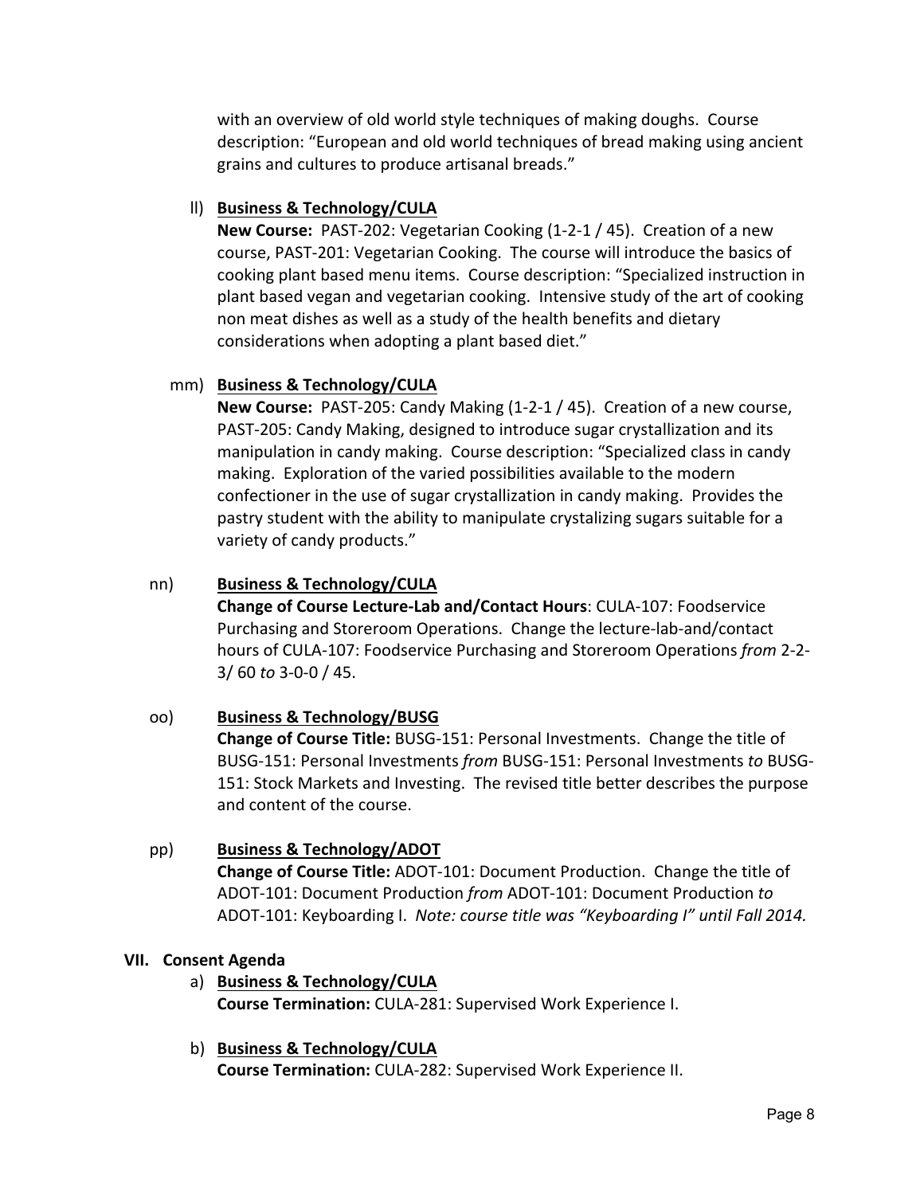with an overview of old world style techniques of making doughs. Course description: "European and old world techniques of bread making using ancient grains and cultures to produce artisanal breads."

ll) **Business & Technology/CULA**
**New Course:** PAST-202: Vegetarian Cooking (1-2-1 / 45). Creation of a new course, PAST-201: Vegetarian Cooking. The course will introduce the basics of cooking plant based menu items. Course description: "Specialized instruction in plant based vegan and vegetarian cooking. Intensive study of the art of cooking non meat dishes as well as a study of the health benefits and dietary considerations when adopting a plant based diet."

mm) **Business & Technology/CULA**
**New Course:** PAST-205: Candy Making (1-2-1 / 45). Creation of a new course, PAST-205: Candy Making, designed to introduce sugar crystallization and its manipulation in candy making. Course description: "Specialized class in candy making. Exploration of the varied possibilities available to the modern confectioner in the use of sugar crystallization in candy making. Provides the pastry student with the ability to manipulate crystalizing sugars suitable for a variety of candy products."

nn) **Business & Technology/CULA**
**Change of Course Lecture-Lab and/Contact Hours**: CULA-107: Foodservice Purchasing and Storeroom Operations. Change the lecture-lab-and/contact hours of CULA-107: Foodservice Purchasing and Storeroom Operations *from* 2-2-3/ 60 *to* 3-0-0 / 45.

oo) **Business & Technology/BUSG**
**Change of Course Title:** BUSG-151: Personal Investments. Change the title of BUSG-151: Personal Investments *from* BUSG-151: Personal Investments *to* BUSG-151: Stock Markets and Investing. The revised title better describes the purpose and content of the course.

pp) **Business & Technology/ADOT**
**Change of Course Title:** ADOT-101: Document Production. Change the title of ADOT-101: Document Production *from* ADOT-101: Document Production *to* ADOT-101: Keyboarding I. *Note: course title was "Keyboarding I" until Fall 2014.*

## VII. Consent Agenda

a) **Business & Technology/CULA**
**Course Termination:** CULA-281: Supervised Work Experience I.

b) **Business & Technology/CULA**
**Course Termination:** CULA-282: Supervised Work Experience II.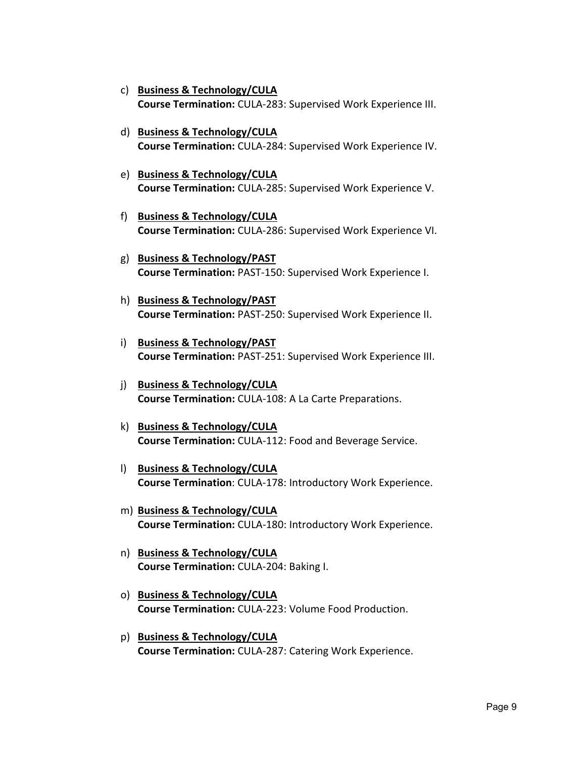c) **<u>Business & Technology/CULA</u>**
   **Course Termination:** CULA-283: Supervised Work Experience III.

d) **<u>Business & Technology/CULA</u>**
   **Course Termination:** CULA-284: Supervised Work Experience IV.

e) **<u>Business & Technology/CULA</u>**
   **Course Termination:** CULA-285: Supervised Work Experience V.

f) **<u>Business & Technology/CULA</u>**
   **Course Termination:** CULA-286: Supervised Work Experience VI.

g) **<u>Business & Technology/PAST</u>**
   **Course Termination:** PAST-150: Supervised Work Experience I.

h) **<u>Business & Technology/PAST</u>**
   **Course Termination:** PAST-250: Supervised Work Experience II.

i) **<u>Business & Technology/PAST</u>**
   **Course Termination:** PAST-251: Supervised Work Experience III.

j) **<u>Business & Technology/CULA</u>**
   **Course Termination:** CULA-108: A La Carte Preparations.

k) **<u>Business & Technology/CULA</u>**
   **Course Termination:** CULA-112: Food and Beverage Service.

l) **<u>Business & Technology/CULA</u>**
   **Course Termination**: CULA-178: Introductory Work Experience.

m) **<u>Business & Technology/CULA</u>**
   **Course Termination:** CULA-180: Introductory Work Experience.

n) **<u>Business & Technology/CULA</u>**
   **Course Termination:** CULA-204: Baking I.

o) **<u>Business & Technology/CULA</u>**
   **Course Termination:** CULA-223: Volume Food Production.

p) **<u>Business & Technology/CULA</u>**
   **Course Termination:** CULA-287: Catering Work Experience.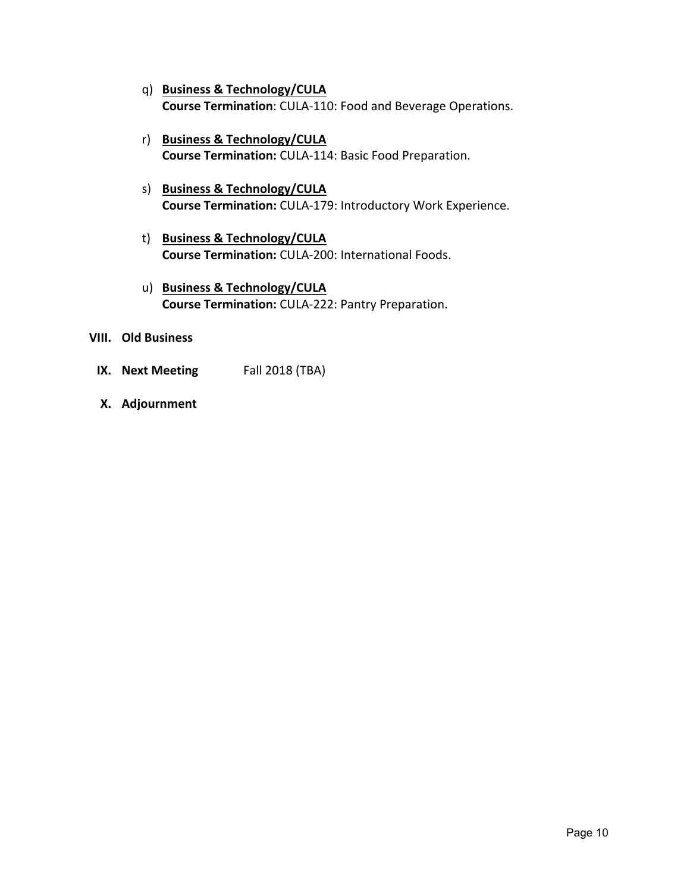q) **Business & Technology/CULA**
   **Course Termination**: CULA-110: Food and Beverage Operations.

r) **Business & Technology/CULA**
   **Course Termination:** CULA-114: Basic Food Preparation.

s) **Business & Technology/CULA**
   **Course Termination:** CULA-179: Introductory Work Experience.

t) **Business & Technology/CULA**
   **Course Termination:** CULA-200: International Foods.

u) **Business & Technology/CULA**
   **Course Termination:** CULA-222: Pantry Preparation.

**VIII. Old Business**

**IX. Next Meeting** Fall 2018 (TBA)

**X. Adjournment**